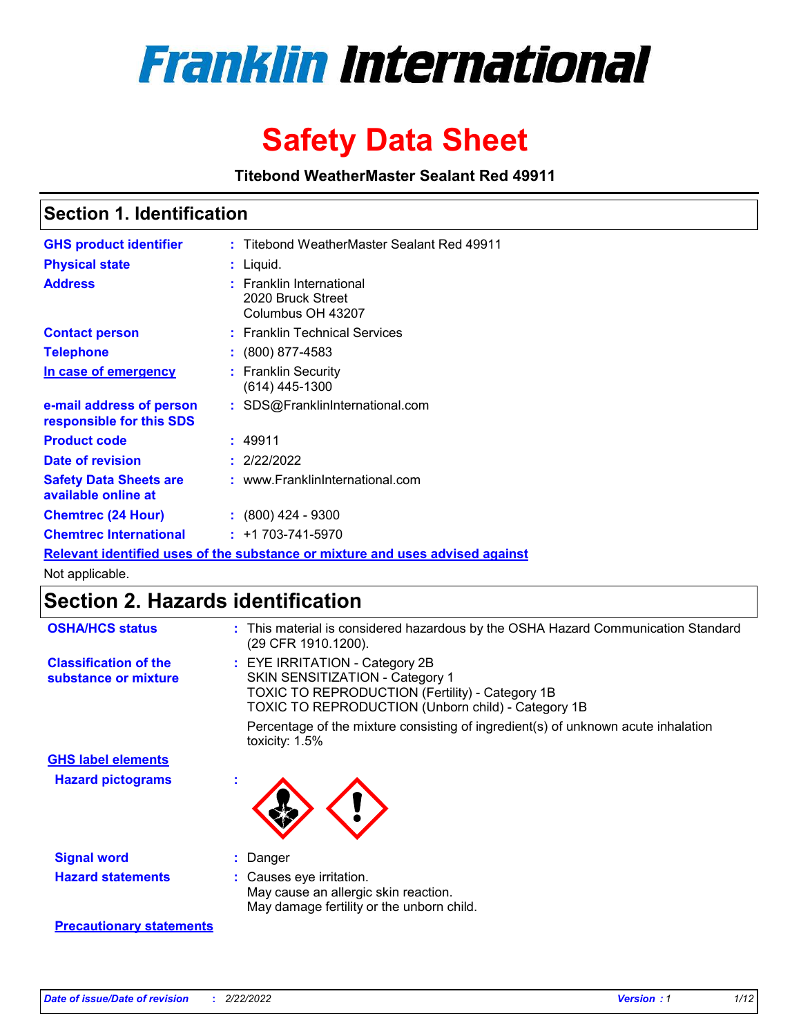# Franklin International

# Safety Data Sheet

**Titebond WeatherMaster Sealant Red 49911**

## Section 1. Identification

| | | |
|---|---|---|
| **GHS product identifier** | : | Titebond WeatherMaster Sealant Red 49911 |
| **Physical state** | : | Liquid. |
| **Address** | : | Franklin International<br>2020 Bruck Street<br>Columbus OH 43207 |
| **Contact person** | : | Franklin Technical Services |
| **Telephone** | : | (800) 877-4583 |
| **In case of emergency** | : | Franklin Security<br>(614) 445-1300 |
| **e-mail address of person responsible for this SDS** | : | SDS@FranklinInternational.com |
| **Product code** | : | 49911 |
| **Date of revision** | : | 2/22/2022 |
| **Safety Data Sheets are available online at** | : | www.FranklinInternational.com |
| **Chemtrec (24 Hour)** | : | (800) 424 - 9300 |
| **Chemtrec International** | : | +1 703-741-5970 |

**Relevant identified uses of the substance or mixture and uses advised against**

Not applicable.

## Section 2. Hazards identification

**OSHA/HCS status** : This material is considered hazardous by the OSHA Hazard Communication Standard (29 CFR 1910.1200).

**Classification of the substance or mixture** : EYE IRRITATION - Category 2B
SKIN SENSITIZATION - Category 1
TOXIC TO REPRODUCTION (Fertility) - Category 1B
TOXIC TO REPRODUCTION (Unborn child) - Category 1B

Percentage of the mixture consisting of ingredient(s) of unknown acute inhalation toxicity: 1.5%

**GHS label elements**

**Hazard pictograms** :

**Signal word** : Danger

**Hazard statements** : Causes eye irritation.
May cause an allergic skin reaction.
May damage fertility or the unborn child.

**Precautionary statements**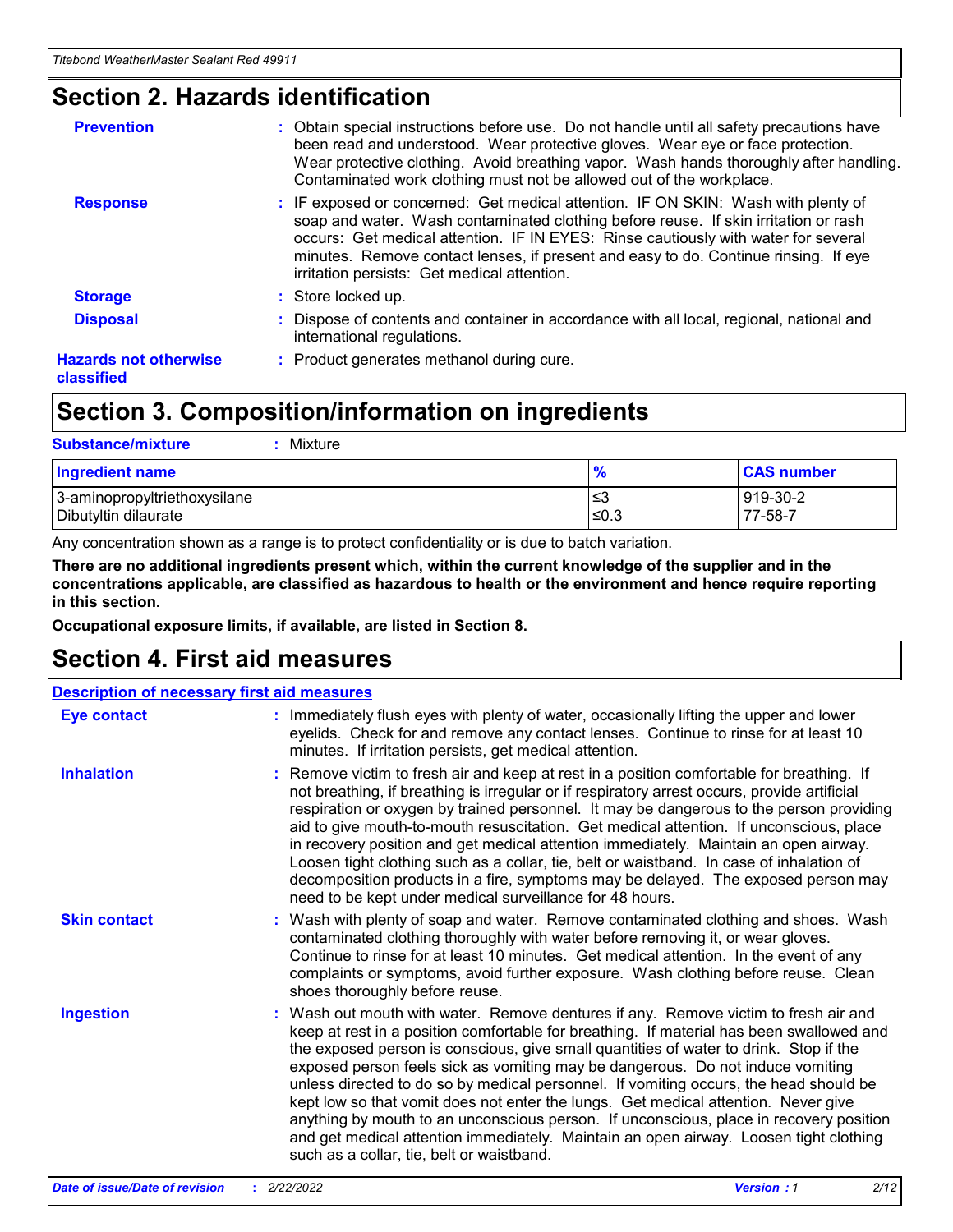## Section 2. Hazards identification

**Prevention** : Obtain special instructions before use. Do not handle until all safety precautions have been read and understood. Wear protective gloves. Wear eye or face protection. Wear protective clothing. Avoid breathing vapor. Wash hands thoroughly after handling. Contaminated work clothing must not be allowed out of the workplace.

**Response** : IF exposed or concerned: Get medical attention. IF ON SKIN: Wash with plenty of soap and water. Wash contaminated clothing before reuse. If skin irritation or rash occurs: Get medical attention. IF IN EYES: Rinse cautiously with water for several minutes. Remove contact lenses, if present and easy to do. Continue rinsing. If eye irritation persists: Get medical attention.

**Storage** : Store locked up.

**Disposal** : Dispose of contents and container in accordance with all local, regional, national and international regulations.

**Hazards not otherwise classified** : Product generates methanol during cure.

## Section 3. Composition/information on ingredients

**Substance/mixture** : Mixture

| Ingredient name | % | CAS number |
|---|---|---|
| 3-aminopropyltriethoxysilane | ≤3 | 919-30-2 |
| Dibutyltin dilaurate | ≤0.3 | 77-58-7 |

Any concentration shown as a range is to protect confidentiality or is due to batch variation.

**There are no additional ingredients present which, within the current knowledge of the supplier and in the concentrations applicable, are classified as hazardous to health or the environment and hence require reporting in this section.**

**Occupational exposure limits, if available, are listed in Section 8.**

## Section 4. First aid measures

**Description of necessary first aid measures**

**Eye contact** : Immediately flush eyes with plenty of water, occasionally lifting the upper and lower eyelids. Check for and remove any contact lenses. Continue to rinse for at least 10 minutes. If irritation persists, get medical attention.

**Inhalation** : Remove victim to fresh air and keep at rest in a position comfortable for breathing. If not breathing, if breathing is irregular or if respiratory arrest occurs, provide artificial respiration or oxygen by trained personnel. It may be dangerous to the person providing aid to give mouth-to-mouth resuscitation. Get medical attention. If unconscious, place in recovery position and get medical attention immediately. Maintain an open airway. Loosen tight clothing such as a collar, tie, belt or waistband. In case of inhalation of decomposition products in a fire, symptoms may be delayed. The exposed person may need to be kept under medical surveillance for 48 hours.

**Skin contact** : Wash with plenty of soap and water. Remove contaminated clothing and shoes. Wash contaminated clothing thoroughly with water before removing it, or wear gloves. Continue to rinse for at least 10 minutes. Get medical attention. In the event of any complaints or symptoms, avoid further exposure. Wash clothing before reuse. Clean shoes thoroughly before reuse.

**Ingestion** : Wash out mouth with water. Remove dentures if any. Remove victim to fresh air and keep at rest in a position comfortable for breathing. If material has been swallowed and the exposed person is conscious, give small quantities of water to drink. Stop if the exposed person feels sick as vomiting may be dangerous. Do not induce vomiting unless directed to do so by medical personnel. If vomiting occurs, the head should be kept low so that vomit does not enter the lungs. Get medical attention. Never give anything by mouth to an unconscious person. If unconscious, place in recovery position and get medical attention immediately. Maintain an open airway. Loosen tight clothing such as a collar, tie, belt or waistband.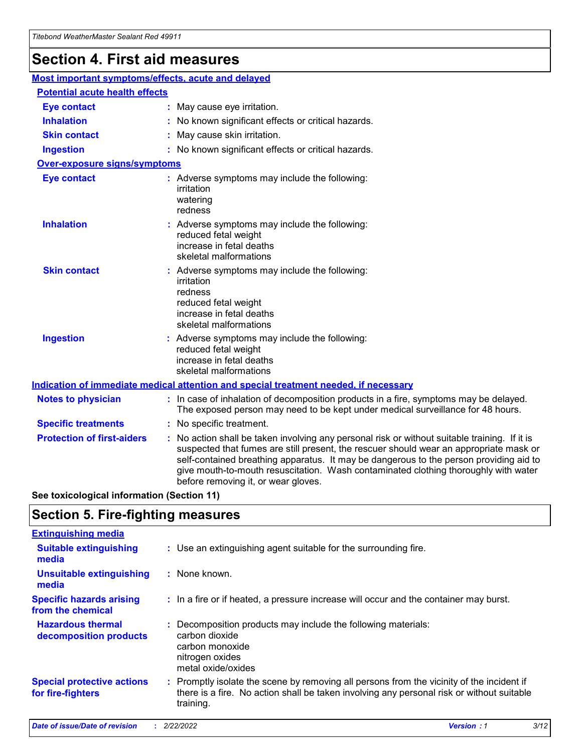# Section 4. First aid measures

## Most important symptoms/effects, acute and delayed

### Potential acute health effects

**Eye contact** : May cause eye irritation.

**Inhalation** : No known significant effects or critical hazards.

**Skin contact** : May cause skin irritation.

**Ingestion** : No known significant effects or critical hazards.

### Over-exposure signs/symptoms

**Eye contact** : Adverse symptoms may include the following:
irritation
watering
redness

**Inhalation** : Adverse symptoms may include the following:
reduced fetal weight
increase in fetal deaths
skeletal malformations

**Skin contact** : Adverse symptoms may include the following:
irritation
redness
reduced fetal weight
increase in fetal deaths
skeletal malformations

**Ingestion** : Adverse symptoms may include the following:
reduced fetal weight
increase in fetal deaths
skeletal malformations

## Indication of immediate medical attention and special treatment needed, if necessary

**Notes to physician** : In case of inhalation of decomposition products in a fire, symptoms may be delayed. The exposed person may need to be kept under medical surveillance for 48 hours.

**Specific treatments** : No specific treatment.

**Protection of first-aiders** : No action shall be taken involving any personal risk or without suitable training. If it is suspected that fumes are still present, the rescuer should wear an appropriate mask or self-contained breathing apparatus. It may be dangerous to the person providing aid to give mouth-to-mouth resuscitation. Wash contaminated clothing thoroughly with water before removing it, or wear gloves.

**See toxicological information (Section 11)**

# Section 5. Fire-fighting measures

## Extinguishing media

**Suitable extinguishing media** : Use an extinguishing agent suitable for the surrounding fire.

**Unsuitable extinguishing media** : None known.

**Specific hazards arising from the chemical** : In a fire or if heated, a pressure increase will occur and the container may burst.

**Hazardous thermal decomposition products** : Decomposition products may include the following materials:
carbon dioxide
carbon monoxide
nitrogen oxides
metal oxide/oxides

**Special protective actions for fire-fighters** : Promptly isolate the scene by removing all persons from the vicinity of the incident if there is a fire. No action shall be taken involving any personal risk or without suitable training.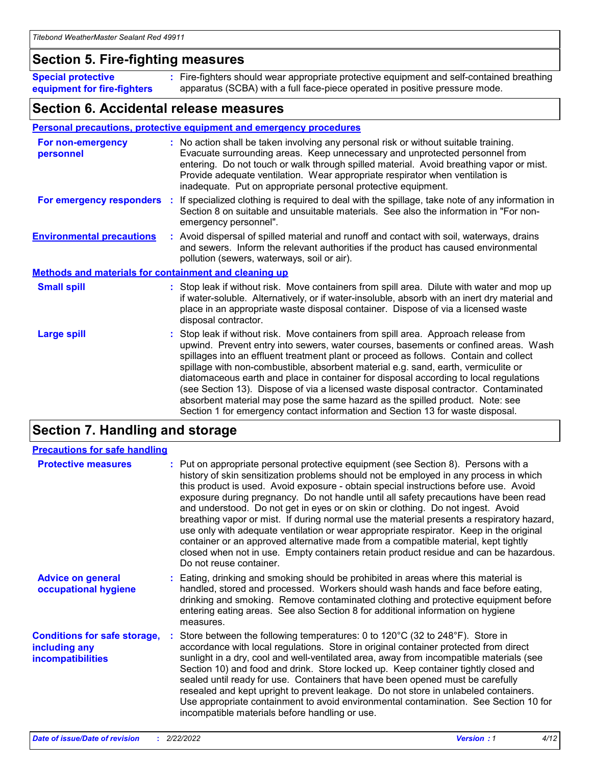## Section 5. Fire-fighting measures

**Special protective equipment for fire-fighters** : Fire-fighters should wear appropriate protective equipment and self-contained breathing apparatus (SCBA) with a full face-piece operated in positive pressure mode.

## Section 6. Accidental release measures

### Personal precautions, protective equipment and emergency procedures

**For non-emergency personnel** : No action shall be taken involving any personal risk or without suitable training. Evacuate surrounding areas. Keep unnecessary and unprotected personnel from entering. Do not touch or walk through spilled material. Avoid breathing vapor or mist. Provide adequate ventilation. Wear appropriate respirator when ventilation is inadequate. Put on appropriate personal protective equipment.

**For emergency responders** : If specialized clothing is required to deal with the spillage, take note of any information in Section 8 on suitable and unsuitable materials. See also the information in "For non-emergency personnel".

**Environmental precautions** : Avoid dispersal of spilled material and runoff and contact with soil, waterways, drains and sewers. Inform the relevant authorities if the product has caused environmental pollution (sewers, waterways, soil or air).

### Methods and materials for containment and cleaning up

**Small spill** : Stop leak if without risk. Move containers from spill area. Dilute with water and mop up if water-soluble. Alternatively, or if water-insoluble, absorb with an inert dry material and place in an appropriate waste disposal container. Dispose of via a licensed waste disposal contractor.

**Large spill** : Stop leak if without risk. Move containers from spill area. Approach release from upwind. Prevent entry into sewers, water courses, basements or confined areas. Wash spillages into an effluent treatment plant or proceed as follows. Contain and collect spillage with non-combustible, absorbent material e.g. sand, earth, vermiculite or diatomaceous earth and place in container for disposal according to local regulations (see Section 13). Dispose of via a licensed waste disposal contractor. Contaminated absorbent material may pose the same hazard as the spilled product. Note: see Section 1 for emergency contact information and Section 13 for waste disposal.

## Section 7. Handling and storage

### Precautions for safe handling

**Protective measures** : Put on appropriate personal protective equipment (see Section 8). Persons with a history of skin sensitization problems should not be employed in any process in which this product is used. Avoid exposure - obtain special instructions before use. Avoid exposure during pregnancy. Do not handle until all safety precautions have been read and understood. Do not get in eyes or on skin or clothing. Do not ingest. Avoid breathing vapor or mist. If during normal use the material presents a respiratory hazard, use only with adequate ventilation or wear appropriate respirator. Keep in the original container or an approved alternative made from a compatible material, kept tightly closed when not in use. Empty containers retain product residue and can be hazardous. Do not reuse container.

**Advice on general occupational hygiene** : Eating, drinking and smoking should be prohibited in areas where this material is handled, stored and processed. Workers should wash hands and face before eating, drinking and smoking. Remove contaminated clothing and protective equipment before entering eating areas. See also Section 8 for additional information on hygiene measures.

**Conditions for safe storage, including any incompatibilities** : Store between the following temperatures: 0 to 120°C (32 to 248°F). Store in accordance with local regulations. Store in original container protected from direct sunlight in a dry, cool and well-ventilated area, away from incompatible materials (see Section 10) and food and drink. Store locked up. Keep container tightly closed and sealed until ready for use. Containers that have been opened must be carefully resealed and kept upright to prevent leakage. Do not store in unlabeled containers. Use appropriate containment to avoid environmental contamination. See Section 10 for incompatible materials before handling or use.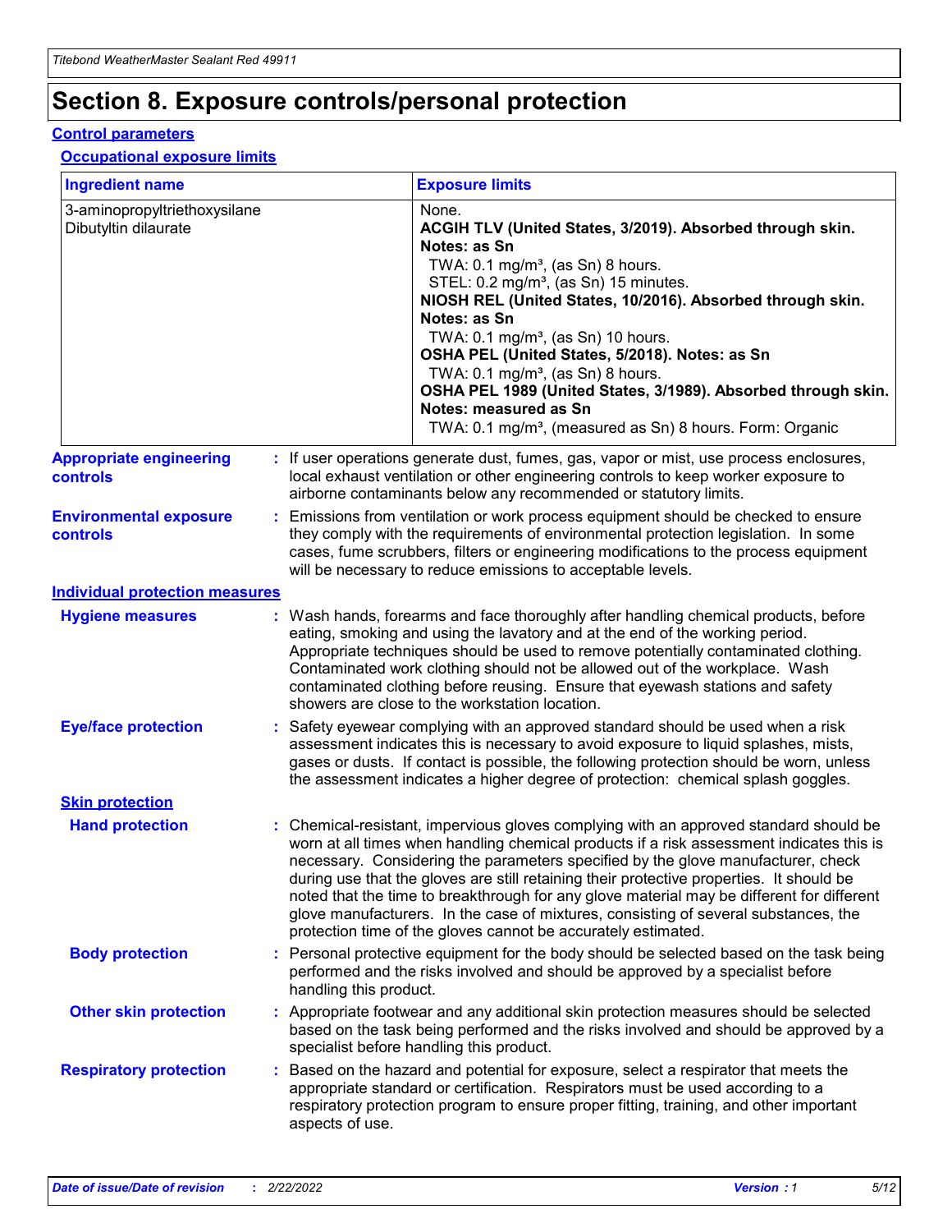# Section 8. Exposure controls/personal protection

## Control parameters

### Occupational exposure limits

| Ingredient name | Exposure limits |
| --- | --- |
| 3-aminopropyltriethoxysilane<br>Dibutyltin dilaurate | None.<br>**ACGIH TLV (United States, 3/2019). Absorbed through skin. Notes: as Sn**<br>TWA: 0.1 mg/m³, (as Sn) 8 hours.<br>STEL: 0.2 mg/m³, (as Sn) 15 minutes.<br>**NIOSH REL (United States, 10/2016). Absorbed through skin. Notes: as Sn**<br>TWA: 0.1 mg/m³, (as Sn) 10 hours.<br>**OSHA PEL (United States, 5/2018). Notes: as Sn**<br>TWA: 0.1 mg/m³, (as Sn) 8 hours.<br>**OSHA PEL 1989 (United States, 3/1989). Absorbed through skin. Notes: measured as Sn**<br>TWA: 0.1 mg/m³, (measured as Sn) 8 hours. Form: Organic |

**Appropriate engineering controls** : If user operations generate dust, fumes, gas, vapor or mist, use process enclosures, local exhaust ventilation or other engineering controls to keep worker exposure to airborne contaminants below any recommended or statutory limits.

**Environmental exposure controls** : Emissions from ventilation or work process equipment should be checked to ensure they comply with the requirements of environmental protection legislation. In some cases, fume scrubbers, filters or engineering modifications to the process equipment will be necessary to reduce emissions to acceptable levels.

## Individual protection measures

**Hygiene measures** : Wash hands, forearms and face thoroughly after handling chemical products, before eating, smoking and using the lavatory and at the end of the working period. Appropriate techniques should be used to remove potentially contaminated clothing. Contaminated work clothing should not be allowed out of the workplace. Wash contaminated clothing before reusing. Ensure that eyewash stations and safety showers are close to the workstation location.

**Eye/face protection** : Safety eyewear complying with an approved standard should be used when a risk assessment indicates this is necessary to avoid exposure to liquid splashes, mists, gases or dusts. If contact is possible, the following protection should be worn, unless the assessment indicates a higher degree of protection: chemical splash goggles.

### Skin protection

**Hand protection** : Chemical-resistant, impervious gloves complying with an approved standard should be worn at all times when handling chemical products if a risk assessment indicates this is necessary. Considering the parameters specified by the glove manufacturer, check during use that the gloves are still retaining their protective properties. It should be noted that the time to breakthrough for any glove material may be different for different glove manufacturers. In the case of mixtures, consisting of several substances, the protection time of the gloves cannot be accurately estimated.

**Body protection** : Personal protective equipment for the body should be selected based on the task being performed and the risks involved and should be approved by a specialist before handling this product.

**Other skin protection** : Appropriate footwear and any additional skin protection measures should be selected based on the task being performed and the risks involved and should be approved by a specialist before handling this product.

**Respiratory protection** : Based on the hazard and potential for exposure, select a respirator that meets the appropriate standard or certification. Respirators must be used according to a respiratory protection program to ensure proper fitting, training, and other important aspects of use.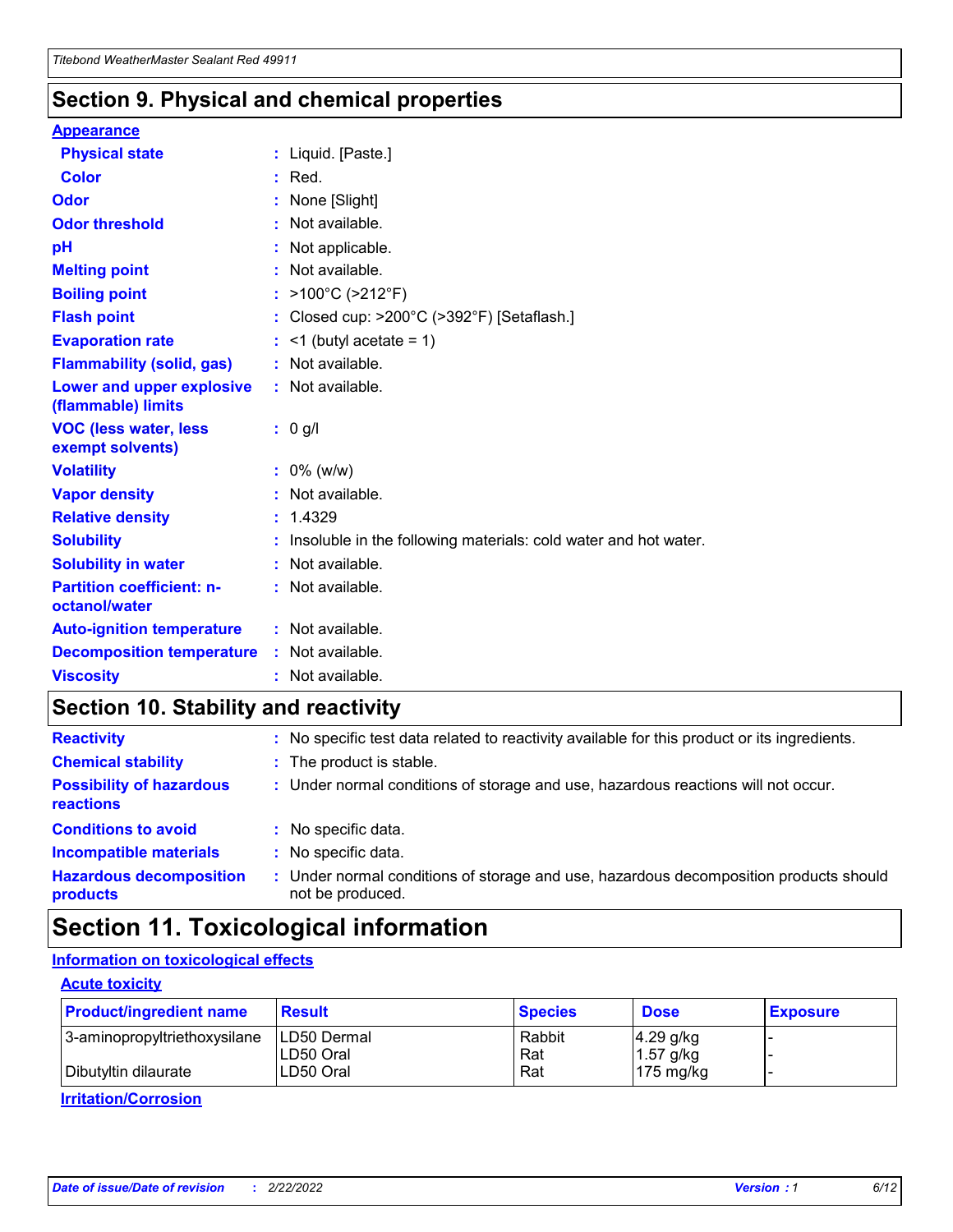## Section 9. Physical and chemical properties

**Appearance**

| | |
|---|---|
| **Physical state** | : Liquid. [Paste.] |
| **Color** | : Red. |
| **Odor** | : None [Slight] |
| **Odor threshold** | : Not available. |
| **pH** | : Not applicable. |
| **Melting point** | : Not available. |
| **Boiling point** | : >100°C (>212°F) |
| **Flash point** | : Closed cup: >200°C (>392°F) [Setaflash.] |
| **Evaporation rate** | : <1 (butyl acetate = 1) |
| **Flammability (solid, gas)** | : Not available. |
| **Lower and upper explosive (flammable) limits** | : Not available. |
| **VOC (less water, less exempt solvents)** | : 0 g/l |
| **Volatility** | : 0% (w/w) |
| **Vapor density** | : Not available. |
| **Relative density** | : 1.4329 |
| **Solubility** | : Insoluble in the following materials: cold water and hot water. |
| **Solubility in water** | : Not available. |
| **Partition coefficient: n-octanol/water** | : Not available. |
| **Auto-ignition temperature** | : Not available. |
| **Decomposition temperature** | : Not available. |
| **Viscosity** | : Not available. |

## Section 10. Stability and reactivity

| | |
|---|---|
| **Reactivity** | : No specific test data related to reactivity available for this product or its ingredients. |
| **Chemical stability** | : The product is stable. |
| **Possibility of hazardous reactions** | : Under normal conditions of storage and use, hazardous reactions will not occur. |
| **Conditions to avoid** | : No specific data. |
| **Incompatible materials** | : No specific data. |
| **Hazardous decomposition products** | : Under normal conditions of storage and use, hazardous decomposition products should not be produced. |

## Section 11. Toxicological information

**Information on toxicological effects**

**Acute toxicity**

| Product/ingredient name | Result | Species | Dose | Exposure |
|---|---|---|---|---|
| 3-aminopropyltriethoxysilane | LD50 Dermal | Rabbit | 4.29 g/kg | - |
| | LD50 Oral | Rat | 1.57 g/kg | - |
| Dibutyltin dilaurate | LD50 Oral | Rat | 175 mg/kg | - |

**Irritation/Corrosion**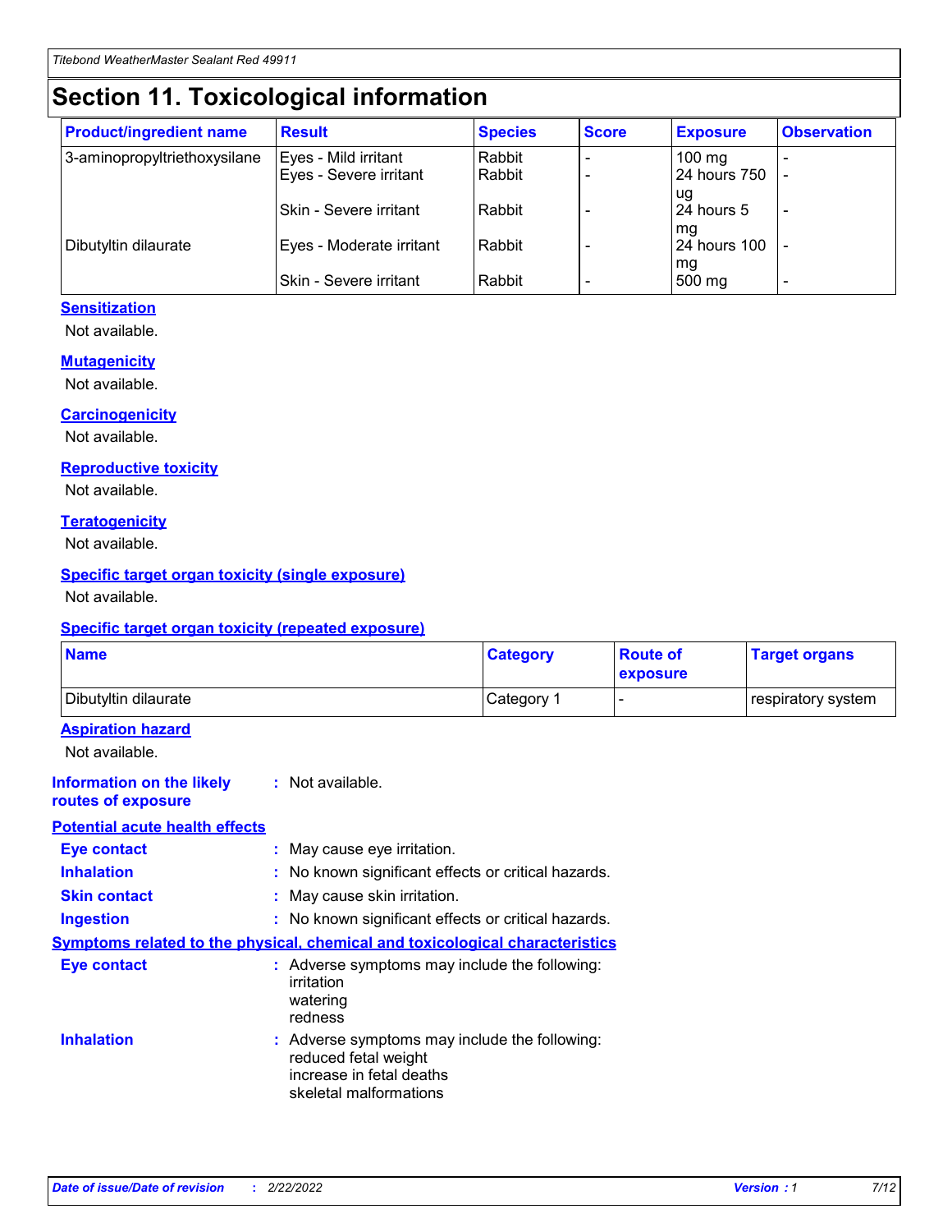# Section 11. Toxicological information

| Product/ingredient name | Result | Species | Score | Exposure | Observation |
|---|---|---|---|---|---|
| 3-aminopropyltriethoxysilane | Eyes - Mild irritant | Rabbit | - | 100 mg | - |
| | Eyes - Severe irritant | Rabbit | - | 24 hours 750 ug | - |
| | Skin - Severe irritant | Rabbit | - | 24 hours 5 mg | - |
| Dibutyltin dilaurate | Eyes - Moderate irritant | Rabbit | - | 24 hours 100 mg | - |
| | Skin - Severe irritant | Rabbit | - | 500 mg | - |

### Sensitization

Not available.

### Mutagenicity

Not available.

### Carcinogenicity

Not available.

### Reproductive toxicity

Not available.

### Teratogenicity

Not available.

### Specific target organ toxicity (single exposure)

Not available.

### Specific target organ toxicity (repeated exposure)

| Name | Category | Route of exposure | Target organs |
|---|---|---|---|
| Dibutyltin dilaurate | Category 1 | - | respiratory system |

### Aspiration hazard

Not available.

**Information on the likely routes of exposure** : Not available.

### Potential acute health effects

**Eye contact** : May cause eye irritation.

**Inhalation** : No known significant effects or critical hazards.

**Skin contact** : May cause skin irritation.

**Ingestion** : No known significant effects or critical hazards.

### Symptoms related to the physical, chemical and toxicological characteristics

**Eye contact** : Adverse symptoms may include the following:
irritation
watering
redness

**Inhalation** : Adverse symptoms may include the following:
reduced fetal weight
increase in fetal deaths
skeletal malformations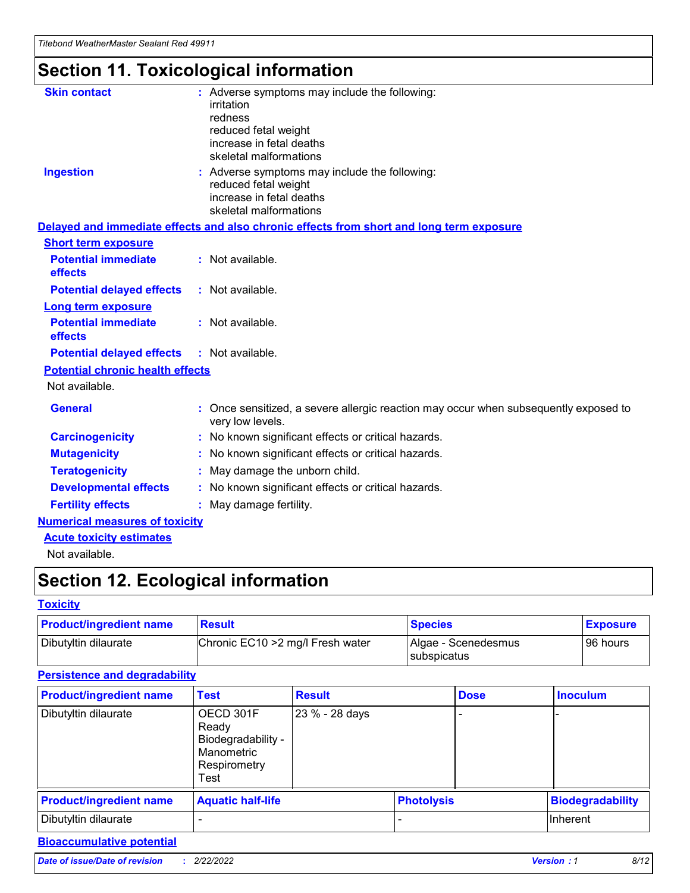# Section 11. Toxicological information

**Skin contact** : Adverse symptoms may include the following:
irritation
redness
reduced fetal weight
increase in fetal deaths
skeletal malformations

**Ingestion** : Adverse symptoms may include the following:
reduced fetal weight
increase in fetal deaths
skeletal malformations

**Delayed and immediate effects and also chronic effects from short and long term exposure**

**Short term exposure**

**Potential immediate effects** : Not available.

**Potential delayed effects** : Not available.

**Long term exposure**

**Potential immediate effects** : Not available.

**Potential delayed effects** : Not available.

**Potential chronic health effects**

Not available.

**General** : Once sensitized, a severe allergic reaction may occur when subsequently exposed to very low levels.

**Carcinogenicity** : No known significant effects or critical hazards.

**Mutagenicity** : No known significant effects or critical hazards.

**Teratogenicity** : May damage the unborn child.

**Developmental effects** : No known significant effects or critical hazards.

**Fertility effects** : May damage fertility.

**Numerical measures of toxicity**

**Acute toxicity estimates**

Not available.

# Section 12. Ecological information

**Toxicity**

| Product/ingredient name | Result | Species | Exposure |
|---|---|---|---|
| Dibutyltin dilaurate | Chronic EC10 >2 mg/l Fresh water | Algae - Scenedesmus subspicatus | 96 hours |

**Persistence and degradability**

| Product/ingredient name | Test | Result | Dose | Inoculum |
|---|---|---|---|---|
| Dibutyltin dilaurate | OECD 301F Ready Biodegradability - Manometric Respirometry Test | 23 % - 28 days | - | - |

| Product/ingredient name | Aquatic half-life | Photolysis | Biodegradability |
|---|---|---|---|
| Dibutyltin dilaurate | - | - | Inherent |

**Bioaccumulative potential**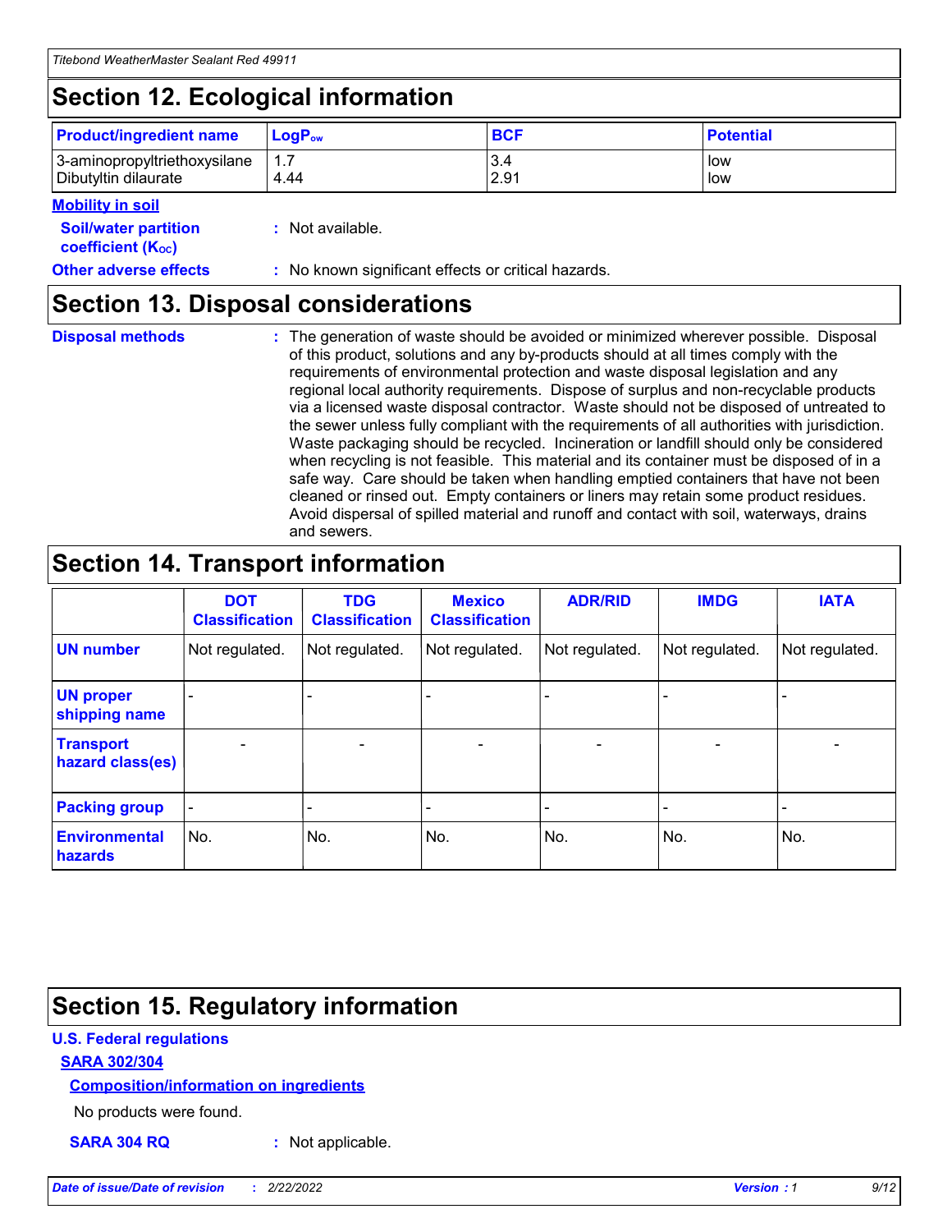## Section 12. Ecological information

| Product/ingredient name | $LogP_{ow}$ | BCF | Potential |
|---|---|---|---|
| 3-aminopropyltriethoxysilane | 1.7 | 3.4 | low |
| Dibutyltin dilaurate | 4.44 | 2.91 | low |

**Mobility in soil**

**Soil/water partition coefficient ($K_{OC}$)** : Not available.

**Other adverse effects** : No known significant effects or critical hazards.

## Section 13. Disposal considerations

**Disposal methods** : The generation of waste should be avoided or minimized wherever possible. Disposal of this product, solutions and any by-products should at all times comply with the requirements of environmental protection and waste disposal legislation and any regional local authority requirements. Dispose of surplus and non-recyclable products via a licensed waste disposal contractor. Waste should not be disposed of untreated to the sewer unless fully compliant with the requirements of all authorities with jurisdiction. Waste packaging should be recycled. Incineration or landfill should only be considered when recycling is not feasible. This material and its container must be disposed of in a safe way. Care should be taken when handling emptied containers that have not been cleaned or rinsed out. Empty containers or liners may retain some product residues. Avoid dispersal of spilled material and runoff and contact with soil, waterways, drains and sewers.

## Section 14. Transport information

| | DOT Classification | TDG Classification | Mexico Classification | ADR/RID | IMDG | IATA |
|---|---|---|---|---|---|---|
| UN number | Not regulated. | Not regulated. | Not regulated. | Not regulated. | Not regulated. | Not regulated. |
| UN proper shipping name | - | - | - | - | - | - |
| Transport hazard class(es) | - | - | - | - | - | - |
| Packing group | - | - | - | - | - | - |
| Environmental hazards | No. | No. | No. | No. | No. | No. |

## Section 15. Regulatory information

**U.S. Federal regulations**

**SARA 302/304**

**Composition/information on ingredients**

No products were found.

**SARA 304 RQ** : Not applicable.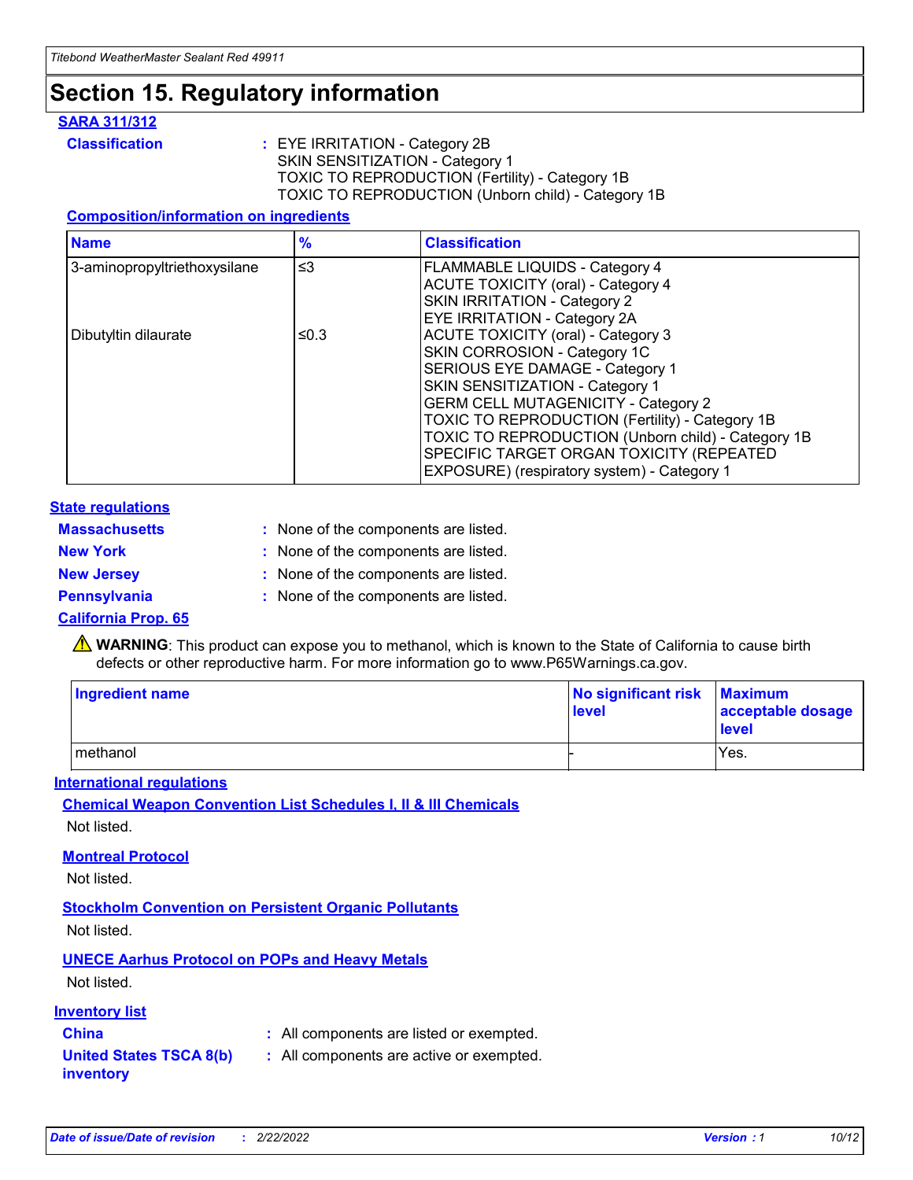# Section 15. Regulatory information

**SARA 311/312**

**Classification** : EYE IRRITATION - Category 2B
SKIN SENSITIZATION - Category 1
TOXIC TO REPRODUCTION (Fertility) - Category 1B
TOXIC TO REPRODUCTION (Unborn child) - Category 1B

**Composition/information on ingredients**

| Name | % | Classification |
| --- | --- | --- |
| 3-aminopropyltriethoxysilane | ≤3 | FLAMMABLE LIQUIDS - Category 4<br>ACUTE TOXICITY (oral) - Category 4<br>SKIN IRRITATION - Category 2<br>EYE IRRITATION - Category 2A |
| Dibutyltin dilaurate | ≤0.3 | ACUTE TOXICITY (oral) - Category 3<br>SKIN CORROSION - Category 1C<br>SERIOUS EYE DAMAGE - Category 1<br>SKIN SENSITIZATION - Category 1<br>GERM CELL MUTAGENICITY - Category 2<br>TOXIC TO REPRODUCTION (Fertility) - Category 1B<br>TOXIC TO REPRODUCTION (Unborn child) - Category 1B<br>SPECIFIC TARGET ORGAN TOXICITY (REPEATED EXPOSURE) (respiratory system) - Category 1 |

**State regulations**

**Massachusetts** : None of the components are listed.
**New York** : None of the components are listed.
**New Jersey** : None of the components are listed.
**Pennsylvania** : None of the components are listed.

**California Prop. 65**

⚠ **WARNING**: This product can expose you to methanol, which is known to the State of California to cause birth defects or other reproductive harm. For more information go to www.P65Warnings.ca.gov.

| Ingredient name | No significant risk level | Maximum acceptable dosage level |
| --- | --- | --- |
| methanol | - | Yes. |

**International regulations**

**Chemical Weapon Convention List Schedules I, II & III Chemicals**
Not listed.

**Montreal Protocol**
Not listed.

**Stockholm Convention on Persistent Organic Pollutants**
Not listed.

**UNECE Aarhus Protocol on POPs and Heavy Metals**
Not listed.

**Inventory list**

**China** : All components are listed or exempted.
**United States TSCA 8(b) inventory** : All components are active or exempted.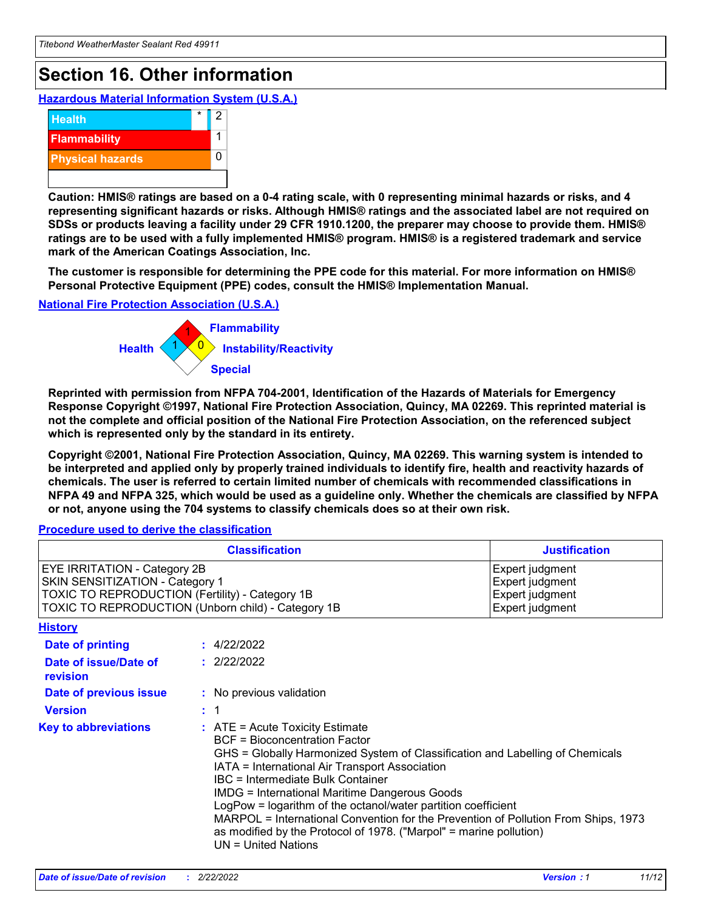# Section 16. Other information

### Hazardous Material Information System (U.S.A.)

| | | |
|---|---|---|
| Health | * | 2 |
| Flammability | | 1 |
| Physical hazards | | 0 |
| | | |

**Caution: HMIS® ratings are based on a 0-4 rating scale, with 0 representing minimal hazards or risks, and 4 representing significant hazards or risks. Although HMIS® ratings and the associated label are not required on SDSs or products leaving a facility under 29 CFR 1910.1200, the preparer may choose to provide them. HMIS® ratings are to be used with a fully implemented HMIS® program. HMIS® is a registered trademark and service mark of the American Coatings Association, Inc.**

**The customer is responsible for determining the PPE code for this material. For more information on HMIS® Personal Protective Equipment (PPE) codes, consult the HMIS® Implementation Manual.**

### National Fire Protection Association (U.S.A.)

Flammability: 1
Health: 1
Instability/Reactivity: 0
Special:

**Reprinted with permission from NFPA 704-2001, Identification of the Hazards of Materials for Emergency Response Copyright ©1997, National Fire Protection Association, Quincy, MA 02269. This reprinted material is not the complete and official position of the National Fire Protection Association, on the referenced subject which is represented only by the standard in its entirety.**

**Copyright ©2001, National Fire Protection Association, Quincy, MA 02269. This warning system is intended to be interpreted and applied only by properly trained individuals to identify fire, health and reactivity hazards of chemicals. The user is referred to certain limited number of chemicals with recommended classifications in NFPA 49 and NFPA 325, which would be used as a guideline only. Whether the chemicals are classified by NFPA or not, anyone using the 704 systems to classify chemicals does so at their own risk.**

### Procedure used to derive the classification

| Classification | Justification |
|---|---|
| EYE IRRITATION - Category 2B | Expert judgment |
| SKIN SENSITIZATION - Category 1 | Expert judgment |
| TOXIC TO REPRODUCTION (Fertility) - Category 1B | Expert judgment |
| TOXIC TO REPRODUCTION (Unborn child) - Category 1B | Expert judgment |

### History

**Date of printing** : 4/22/2022

**Date of issue/Date of revision** : 2/22/2022

**Date of previous issue** : No previous validation

**Version** : 1

**Key to abbreviations** : ATE = Acute Toxicity Estimate
BCF = Bioconcentration Factor
GHS = Globally Harmonized System of Classification and Labelling of Chemicals
IATA = International Air Transport Association
IBC = Intermediate Bulk Container
IMDG = International Maritime Dangerous Goods
LogPow = logarithm of the octanol/water partition coefficient
MARPOL = International Convention for the Prevention of Pollution From Ships, 1973 as modified by the Protocol of 1978. ("Marpol" = marine pollution)
UN = United Nations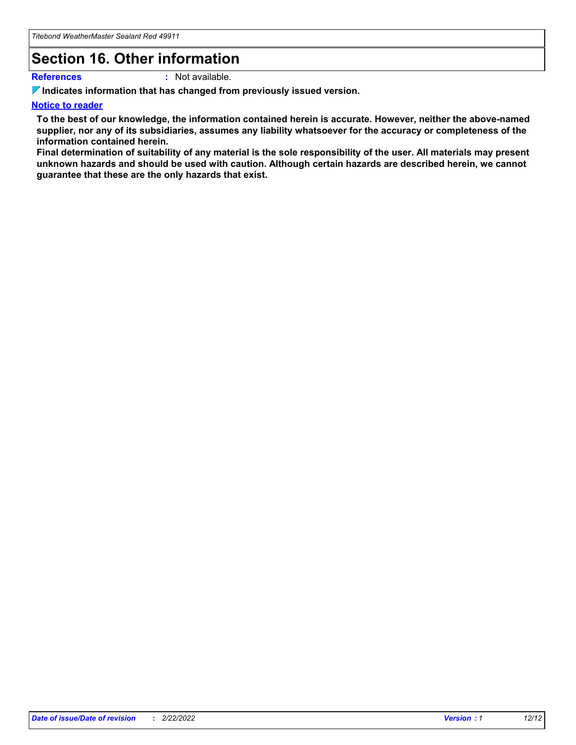## Section 16. Other information

**References** : Not available.

**Indicates information that has changed from previously issued version.**

**Notice to reader**

**To the best of our knowledge, the information contained herein is accurate. However, neither the above-named supplier, nor any of its subsidiaries, assumes any liability whatsoever for the accuracy or completeness of the information contained herein.**
**Final determination of suitability of any material is the sole responsibility of the user. All materials may present unknown hazards and should be used with caution. Although certain hazards are described herein, we cannot guarantee that these are the only hazards that exist.**